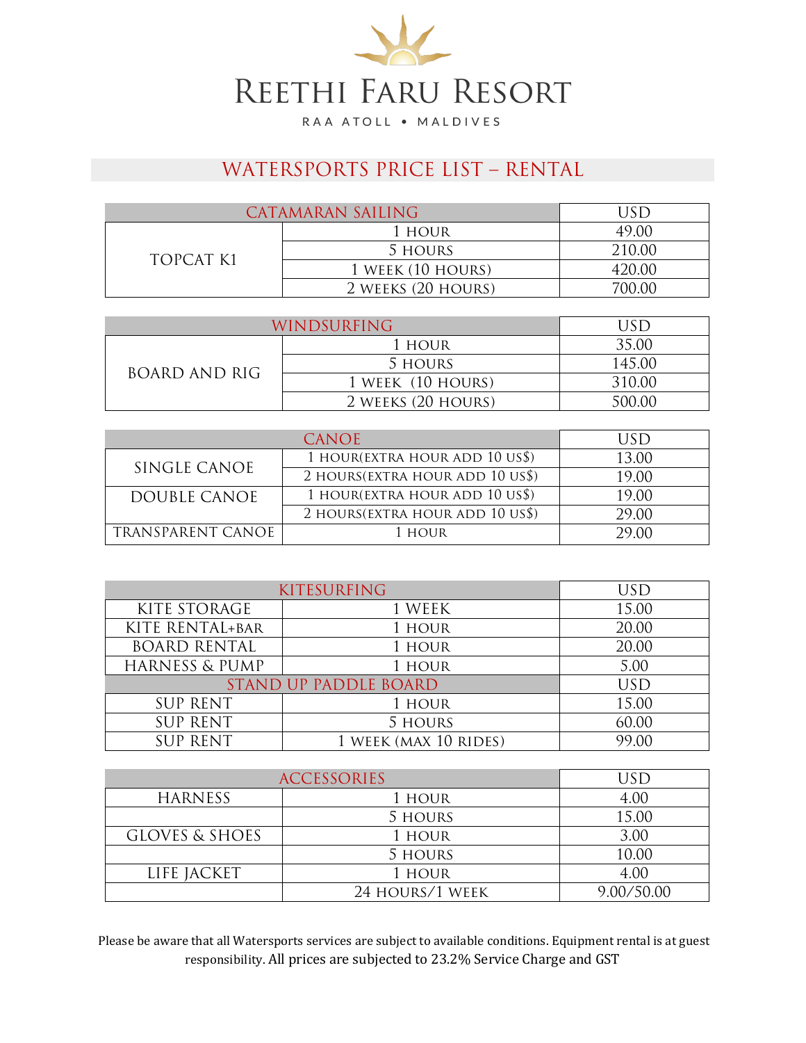# Reethi Faru Resort

RAA ATOLL • MALDIVES

## WATERSPORTS PRICE LIST – RENTAL

| CATAMARAN SAILING | | USD |
|---|---|---|
| TOPCAT K1 | 1 HOUR | 49.00 |
| | 5 HOURS | 210.00 |
| | 1 WEEK (10 HOURS) | 420.00 |
| | 2 WEEKS (20 HOURS) | 700.00 |

| WINDSURFING | | USD |
|---|---|---|
| BOARD AND RIG | 1 HOUR | 35.00 |
| | 5 HOURS | 145.00 |
| | 1 WEEK (10 HOURS) | 310.00 |
| | 2 WEEKS (20 HOURS) | 500.00 |

| CANOE | | USD |
|---|---|---|
| SINGLE CANOE | 1 HOUR(EXTRA HOUR ADD 10 US$) | 13.00 |
| | 2 HOURS(EXTRA HOUR ADD 10 US$) | 19.00 |
| DOUBLE CANOE | 1 HOUR(EXTRA HOUR ADD 10 US$) | 19.00 |
| | 2 HOURS(EXTRA HOUR ADD 10 US$) | 29.00 |
| TRANSPARENT CANOE | 1 HOUR | 29.00 |

| KITESURFING | | USD |
|---|---|---|
| KITE STORAGE | 1 WEEK | 15.00 |
| KITE RENTAL+BAR | 1 HOUR | 20.00 |
| BOARD RENTAL | 1 HOUR | 20.00 |
| HARNESS & PUMP | 1 HOUR | 5.00 |
| **STAND UP PADDLE BOARD** | | **USD** |
| SUP RENT | 1 HOUR | 15.00 |
| SUP RENT | 5 HOURS | 60.00 |
| SUP RENT | 1 WEEK (MAX 10 RIDES) | 99.00 |

| ACCESSORIES | | USD |
|---|---|---|
| HARNESS | 1 HOUR | 4.00 |
| | 5 HOURS | 15.00 |
| GLOVES & SHOES | 1 HOUR | 3.00 |
| | 5 HOURS | 10.00 |
| LIFE JACKET | 1 HOUR | 4.00 |
| | 24 HOURS/1 WEEK | 9.00/50.00 |

Please be aware that all Watersports services are subject to available conditions. Equipment rental is at guest responsibility. All prices are subjected to 23.2% Service Charge and GST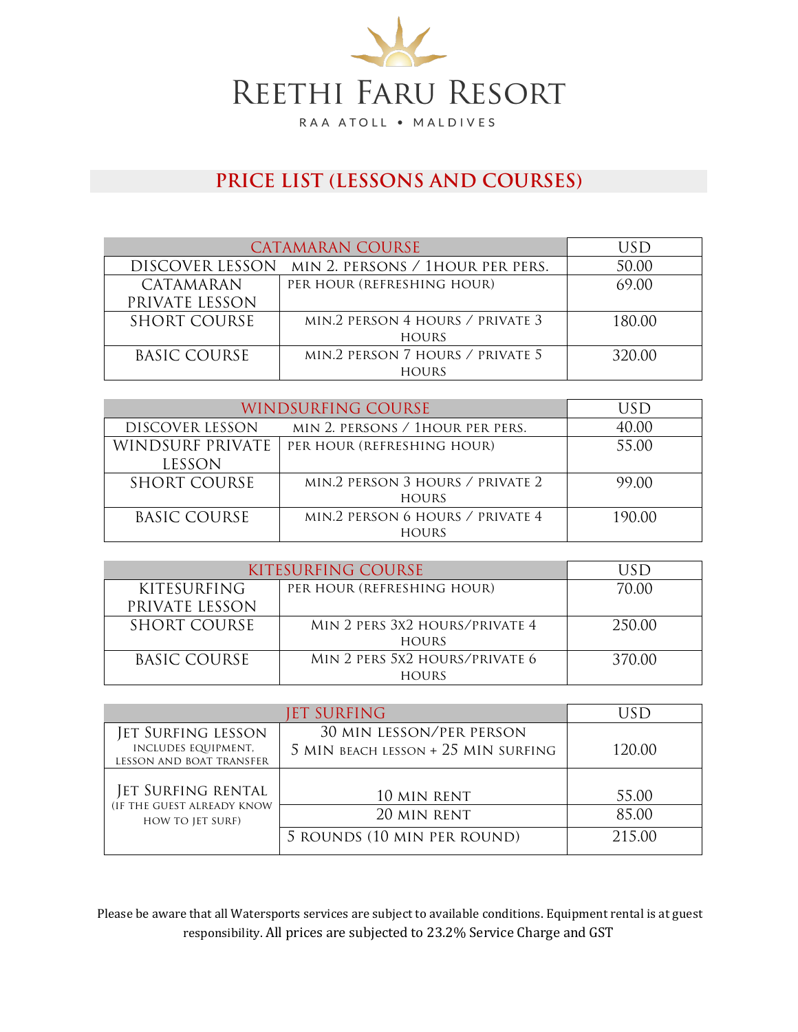# Reethi Faru Resort

RAA ATOLL • MALDIVES

## PRICE LIST (LESSONS AND COURSES)

| CATAMARAN COURSE | | USD |
|---|---|---|
| DISCOVER LESSON | MIN 2. PERSONS / 1HOUR PER PERS. | 50.00 |
| CATAMARAN PRIVATE LESSON | PER HOUR (REFRESHING HOUR) | 69.00 |
| SHORT COURSE | MIN.2 PERSON 4 HOURS / PRIVATE 3 HOURS | 180.00 |
| BASIC COURSE | MIN.2 PERSON 7 HOURS / PRIVATE 5 HOURS | 320.00 |

| WINDSURFING COURSE | | USD |
|---|---|---|
| DISCOVER LESSON | MIN 2. PERSONS / 1HOUR PER PERS. | 40.00 |
| WINDSURF PRIVATE LESSON | PER HOUR (REFRESHING HOUR) | 55.00 |
| SHORT COURSE | MIN.2 PERSON 3 HOURS / PRIVATE 2 HOURS | 99.00 |
| BASIC COURSE | MIN.2 PERSON 6 HOURS / PRIVATE 4 HOURS | 190.00 |

| KITESURFING COURSE | | USD |
|---|---|---|
| KITESURFING PRIVATE LESSON | PER HOUR (REFRESHING HOUR) | 70.00 |
| SHORT COURSE | MIN 2 PERS 3X2 HOURS/PRIVATE 4 HOURS | 250.00 |
| BASIC COURSE | MIN 2 PERS 5X2 HOURS/PRIVATE 6 HOURS | 370.00 |

| JET SURFING | | USD |
|---|---|---|
| JET SURFING LESSON INCLUDES EQUIPMENT, LESSON AND BOAT TRANSFER | 30 MIN LESSON/PER PERSON 5 MIN BEACH LESSON + 25 MIN SURFING | 120.00 |
| JET SURFING RENTAL (IF THE GUEST ALREADY KNOW HOW TO JET SURF) | 10 MIN RENT | 55.00 |
| | 20 MIN RENT | 85.00 |
| | 5 ROUNDS (10 MIN PER ROUND) | 215.00 |

Please be aware that all Watersports services are subject to available conditions. Equipment rental is at guest responsibility. All prices are subjected to 23.2% Service Charge and GST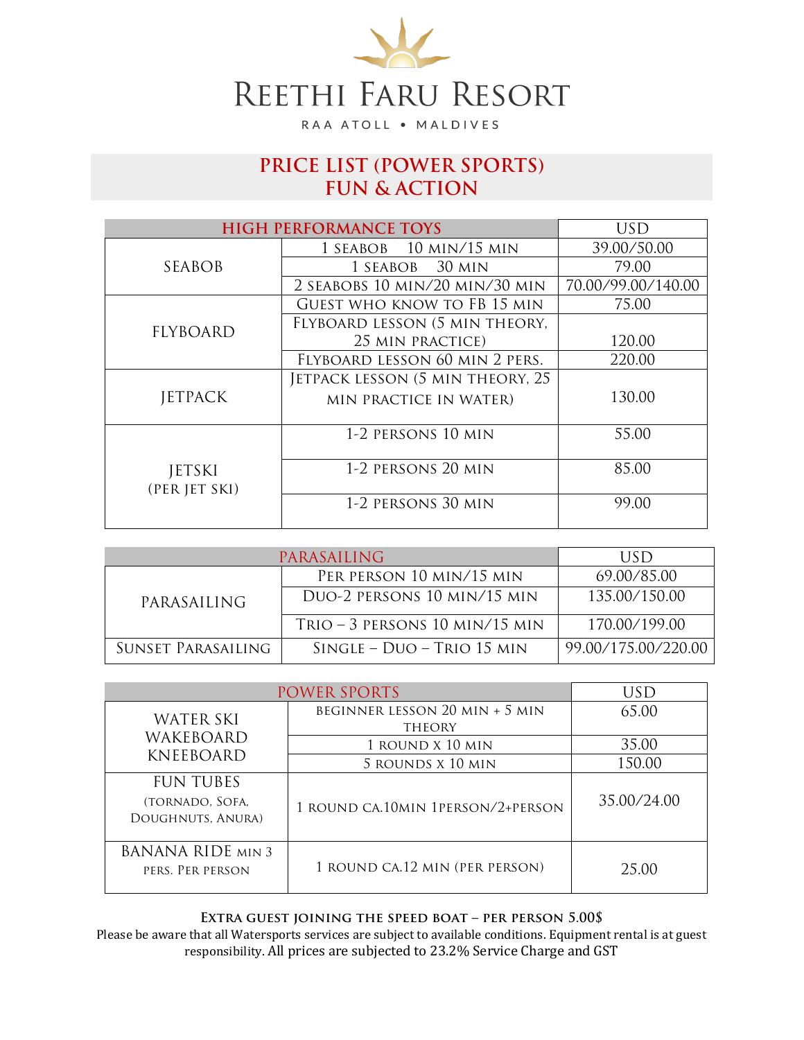# Reethi Faru Resort

RAA ATOLL • MALDIVES

## PRICE LIST (POWER SPORTS)
## FUN & ACTION

| HIGH PERFORMANCE TOYS | | USD |
|---|---|---|
| SEABOB | 1 SEABOB 10 MIN/15 MIN | 39.00/50.00 |
| | 1 SEABOB 30 MIN | 79.00 |
| | 2 SEABOBS 10 MIN/20 MIN/30 MIN | 70.00/99.00/140.00 |
| FLYBOARD | GUEST WHO KNOW TO FB 15 MIN | 75.00 |
| | FLYBOARD LESSON (5 MIN THEORY, 25 MIN PRACTICE) | 120.00 |
| | FLYBOARD LESSON 60 MIN 2 PERS. | 220.00 |
| JETPACK | JETPACK LESSON (5 MIN THEORY, 25 MIN PRACTICE IN WATER) | 130.00 |
| JETSKI (PER JET SKI) | 1-2 PERSONS 10 MIN | 55.00 |
| | 1-2 PERSONS 20 MIN | 85.00 |
| | 1-2 PERSONS 30 MIN | 99.00 |

| PARASAILING | | USD |
|---|---|---|
| PARASAILING | PER PERSON 10 MIN/15 MIN | 69.00/85.00 |
| | DUO-2 PERSONS 10 MIN/15 MIN | 135.00/150.00 |
| | TRIO – 3 PERSONS 10 MIN/15 MIN | 170.00/199.00 |
| SUNSET PARASAILING | SINGLE – DUO – TRIO 15 MIN | 99.00/175.00/220.00 |

| POWER SPORTS | | USD |
|---|---|---|
| WATER SKI WAKEBOARD KNEEBOARD | BEGINNER LESSON 20 MIN + 5 MIN THEORY | 65.00 |
| | 1 ROUND X 10 MIN | 35.00 |
| | 5 ROUNDS X 10 MIN | 150.00 |
| FUN TUBES (TORNADO, SOFA, DOUGHNUTS, ANURA) | 1 ROUND CA.10MIN 1PERSON/2+PERSON | 35.00/24.00 |
| BANANA RIDE MIN 3 PERS. PER PERSON | 1 ROUND CA.12 MIN (PER PERSON) | 25.00 |

**EXTRA GUEST JOINING THE SPEED BOAT – PER PERSON 5.00$**

Please be aware that all Watersports services are subject to available conditions. Equipment rental is at guest responsibility. All prices are subjected to 23.2% Service Charge and GST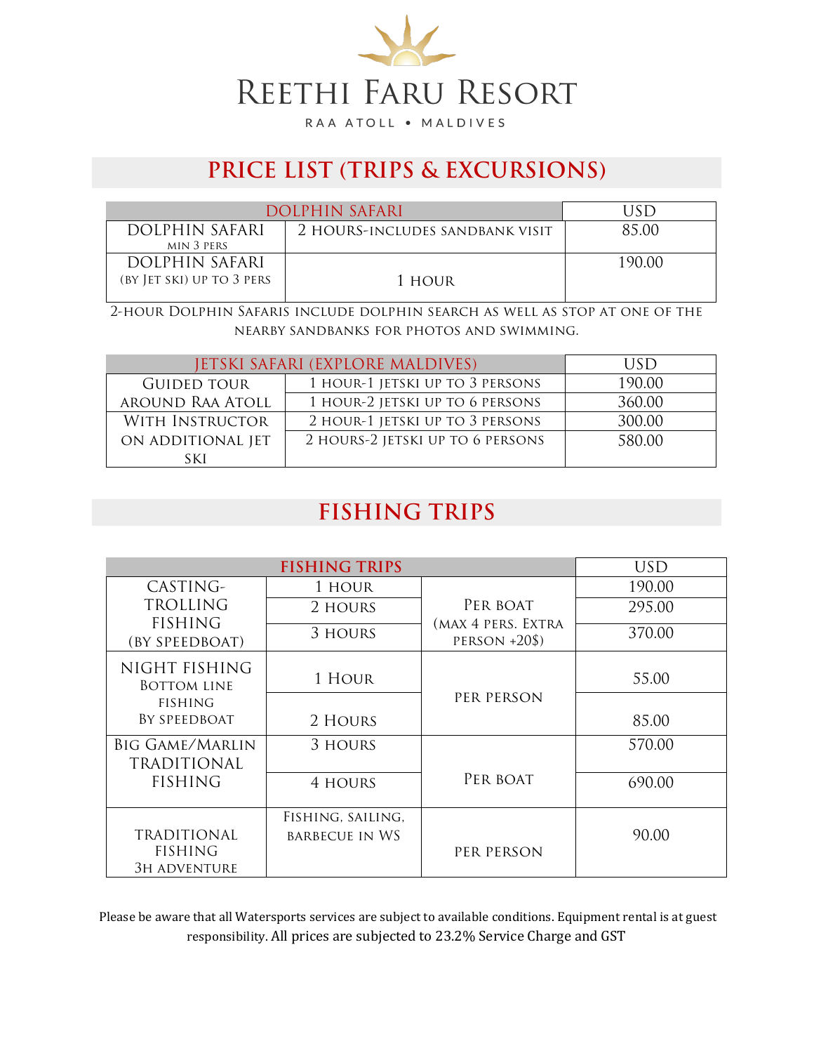# REETHI FARU RESORT

RAA ATOLL • MALDIVES

## PRICE LIST (TRIPS & EXCURSIONS)

| DOLPHIN SAFARI | | USD |
|---|---|---|
| DOLPHIN SAFARI MIN 3 PERS | 2 HOURS-INCLUDES SANDBANK VISIT | 85.00 |
| DOLPHIN SAFARI (BY JET SKI) UP TO 3 PERS | 1 HOUR | 190.00 |

2-HOUR DOLPHIN SAFARIS INCLUDE DOLPHIN SEARCH AS WELL AS STOP AT ONE OF THE NEARBY SANDBANKS FOR PHOTOS AND SWIMMING.

| JETSKI SAFARI (EXPLORE MALDIVES) | | USD |
|---|---|---|
| GUIDED TOUR AROUND RAA ATOLL WITH INSTRUCTOR ON ADDITIONAL JET SKI | 1 HOUR-1 JETSKI UP TO 3 PERSONS | 190.00 |
| | 1 HOUR-2 JETSKI UP TO 6 PERSONS | 360.00 |
| | 2 HOUR-1 JETSKI UP TO 3 PERSONS | 300.00 |
| | 2 HOURS-2 JETSKI UP TO 6 PERSONS | 580.00 |

## FISHING TRIPS

| FISHING TRIPS | | | USD |
|---|---|---|---|
| CASTING-TROLLING FISHING (BY SPEEDBOAT) | 1 HOUR | PER BOAT (MAX 4 PERS. EXTRA PERSON +20$) | 190.00 |
| | 2 HOURS | | 295.00 |
| | 3 HOURS | | 370.00 |
| NIGHT FISHING BOTTOM LINE FISHING BY SPEEDBOAT | 1 HOUR | PER PERSON | 55.00 |
| | 2 HOURS | | 85.00 |
| BIG GAME/MARLIN TRADITIONAL FISHING | 3 HOURS | PER BOAT | 570.00 |
| | 4 HOURS | | 690.00 |
| TRADITIONAL FISHING 3H ADVENTURE | FISHING, SAILING, BARBECUE IN WS | PER PERSON | 90.00 |

Please be aware that all Watersports services are subject to available conditions. Equipment rental is at guest responsibility. All prices are subjected to 23.2% Service Charge and GST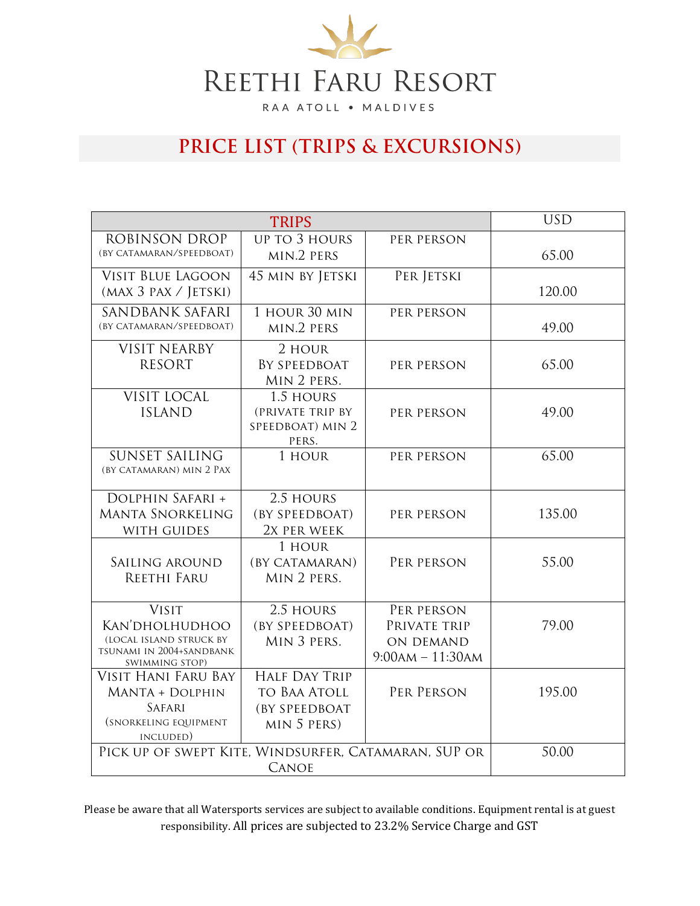# Reethi Faru Resort

RAA ATOLL • MALDIVES

## PRICE LIST (TRIPS & EXCURSIONS)

| TRIPS | | | USD |
|---|---|---|---|
| ROBINSON DROP (BY CATAMARAN/SPEEDBOAT) | UP TO 3 HOURS MIN.2 PERS | PER PERSON | 65.00 |
| VISIT BLUE LAGOON (MAX 3 PAX / JETSKI) | 45 MIN BY JETSKI | PER JETSKI | 120.00 |
| SANDBANK SAFARI (BY CATAMARAN/SPEEDBOAT) | 1 HOUR 30 MIN MIN.2 PERS | PER PERSON | 49.00 |
| VISIT NEARBY RESORT | 2 HOUR BY SPEEDBOAT MIN 2 PERS. | PER PERSON | 65.00 |
| VISIT LOCAL ISLAND | 1.5 HOURS (PRIVATE TRIP BY SPEEDBOAT) MIN 2 PERS. | PER PERSON | 49.00 |
| SUNSET SAILING (BY CATAMARAN) MIN 2 PAX | 1 HOUR | PER PERSON | 65.00 |
| DOLPHIN SAFARI + MANTA SNORKELING WITH GUIDES | 2.5 HOURS (BY SPEEDBOAT) 2X PER WEEK | PER PERSON | 135.00 |
| SAILING AROUND REETHI FARU | 1 HOUR (BY CATAMARAN) MIN 2 PERS. | PER PERSON | 55.00 |
| VISIT KAN'DHOLHUDHOO (LOCAL ISLAND STRUCK BY TSUNAMI IN 2004+SANDBANK SWIMMING STOP) | 2.5 HOURS (BY SPEEDBOAT) MIN 3 PERS. | PER PERSON PRIVATE TRIP ON DEMAND 9:00AM – 11:30AM | 79.00 |
| VISIT HANI FARU BAY MANTA + DOLPHIN SAFARI (SNORKELING EQUIPMENT INCLUDED) | HALF DAY TRIP TO BAA ATOLL (BY SPEEDBOAT MIN 5 PERS) | PER PERSON | 195.00 |
| PICK UP OF SWEPT KITE, WINDSURFER, CATAMARAN, SUP OR CANOE | | | 50.00 |

Please be aware that all Watersports services are subject to available conditions. Equipment rental is at guest responsibility. All prices are subjected to 23.2% Service Charge and GST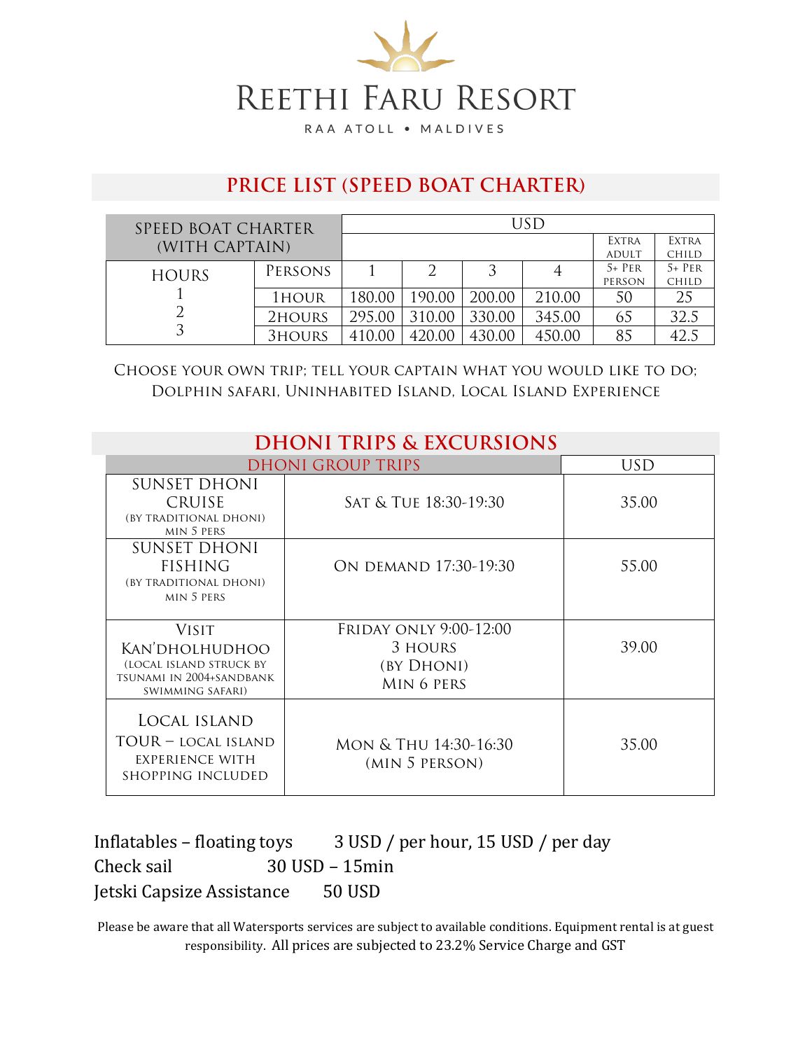# Reethi Faru Resort

RAA ATOLL • MALDIVES

## PRICE LIST (SPEED BOAT CHARTER)

| SPEED BOAT CHARTER (WITH CAPTAIN) | | USD | | | | | |
|---|---|---|---|---|---|---|---|
| | | | | | | EXTRA ADULT | EXTRA CHILD |
| HOURS | PERSONS | 1 | 2 | 3 | 4 | 5+ PER PERSON | 5+ PER CHILD |
| 1 | 1HOUR | 180.00 | 190.00 | 200.00 | 210.00 | 50 | 25 |
| 2 | 2HOURS | 295.00 | 310.00 | 330.00 | 345.00 | 65 | 32.5 |
| 3 | 3HOURS | 410.00 | 420.00 | 430.00 | 450.00 | 85 | 42.5 |

CHOOSE YOUR OWN TRIP; TELL YOUR CAPTAIN WHAT YOU WOULD LIKE TO DO; DOLPHIN SAFARI, UNINHABITED ISLAND, LOCAL ISLAND EXPERIENCE

## DHONI TRIPS & EXCURSIONS

| DHONI GROUP TRIPS | | USD |
|---|---|---|
| SUNSET DHONI CRUISE (BY TRADITIONAL DHONI) MIN 5 PERS | SAT & TUE 18:30-19:30 | 35.00 |
| SUNSET DHONI FISHING (BY TRADITIONAL DHONI) MIN 5 PERS | ON DEMAND 17:30-19:30 | 55.00 |
| VISIT KAN'DHOLHUDHOO (LOCAL ISLAND STRUCK BY TSUNAMI IN 2004+SANDBANK SWIMMING SAFARI) | FRIDAY ONLY 9:00-12:00 3 HOURS (BY DHONI) MIN 6 PERS | 39.00 |
| LOCAL ISLAND TOUR – LOCAL ISLAND EXPERIENCE WITH SHOPPING INCLUDED | MON & THU 14:30-16:30 (MIN 5 PERSON) | 35.00 |

Inflatables – floating toys 3 USD / per hour, 15 USD / per day

Check sail 30 USD – 15min

Jetski Capsize Assistance 50 USD

Please be aware that all Watersports services are subject to available conditions. Equipment rental is at guest responsibility. All prices are subjected to 23.2% Service Charge and GST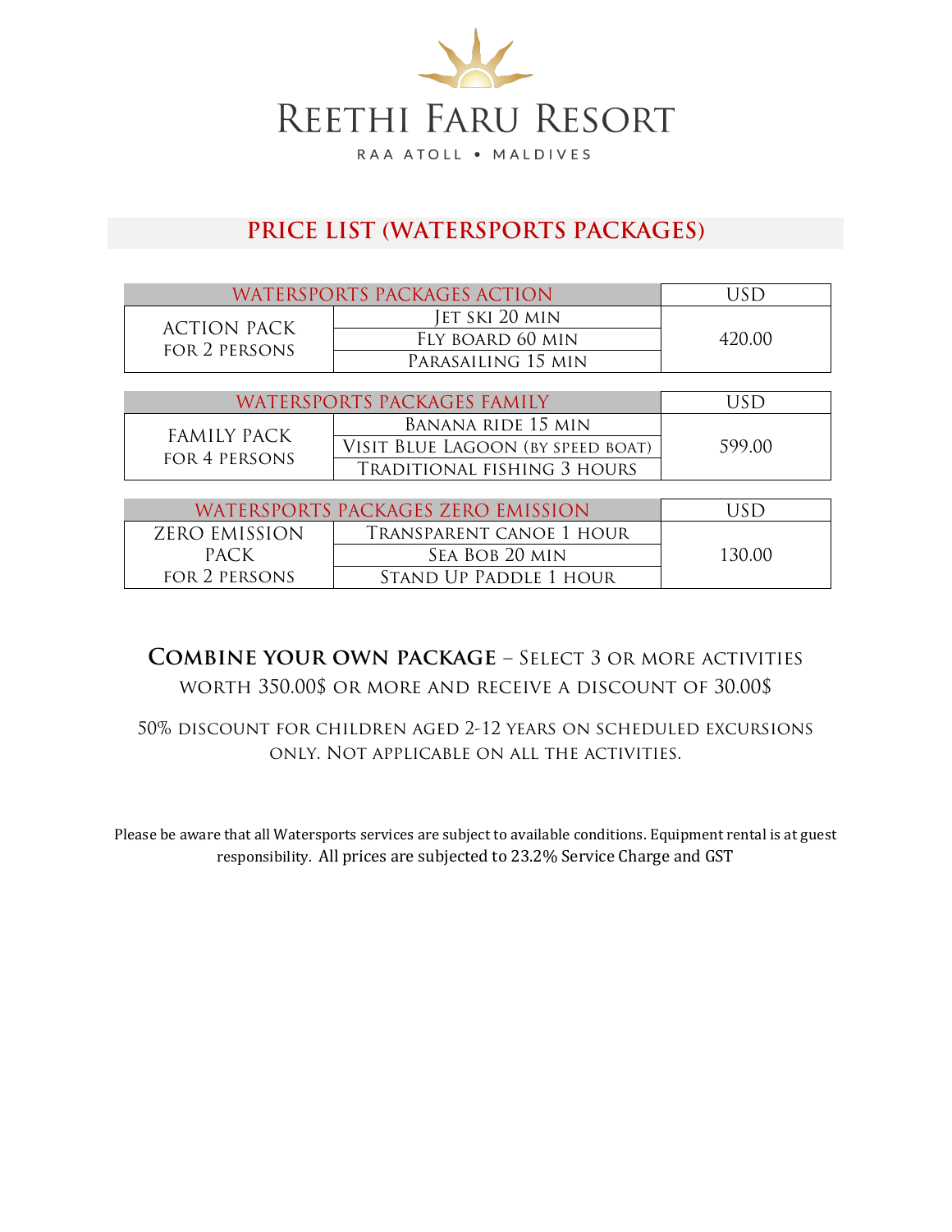# Reethi Faru Resort

RAA ATOLL • MALDIVES

## PRICE LIST (WATERSPORTS PACKAGES)

| WATERSPORTS PACKAGES ACTION | | USD |
|---|---|---|
| ACTION PACK FOR 2 PERSONS | Jet ski 20 min | 420.00 |
| | Fly board 60 min | |
| | Parasailing 15 min | |

| WATERSPORTS PACKAGES FAMILY | | USD |
|---|---|---|
| FAMILY PACK FOR 4 PERSONS | Banana ride 15 min | 599.00 |
| | Visit Blue Lagoon (by speed boat) | |
| | Traditional fishing 3 hours | |

| WATERSPORTS PACKAGES ZERO EMISSION | | USD |
|---|---|---|
| ZERO EMISSION PACK FOR 2 PERSONS | Transparent canoe 1 hour | 130.00 |
| | Sea Bob 20 min | |
| | Stand Up Paddle 1 hour | |

**Combine your own package** – Select 3 or more activities worth 350.00$ or more and receive a discount of 30.00$

50% discount for children aged 2-12 years on scheduled excursions only. Not applicable on all the activities.

Please be aware that all Watersports services are subject to available conditions. Equipment rental is at guest responsibility. All prices are subjected to 23.2% Service Charge and GST